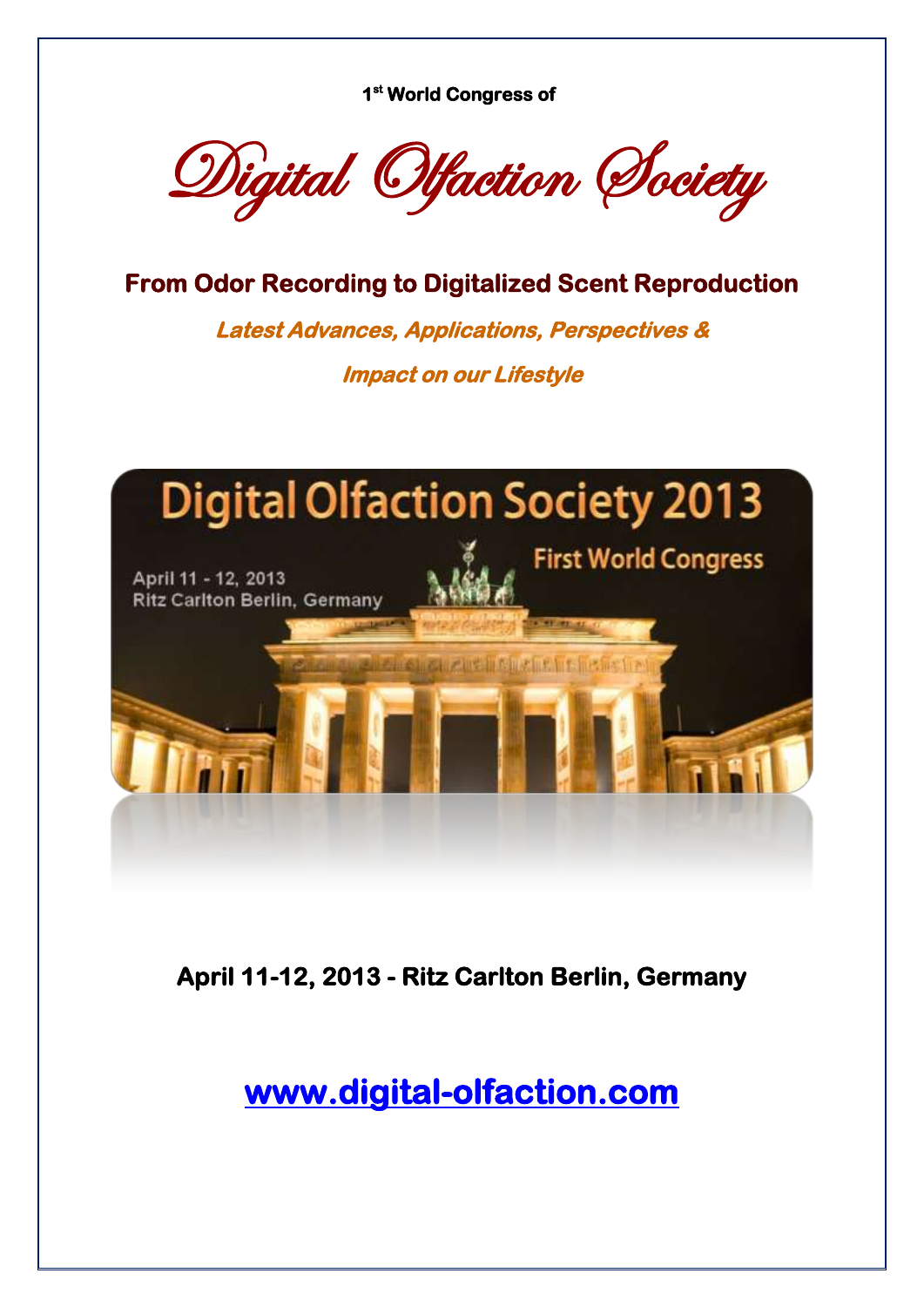1[st] World Congress of

# Digital Olfaction Society

## From Odor Recording to Digitalized Scent Reproduction

***Latest Advances, Applications, Perspectives &***

***Impact on our Lifestyle***

Digital Olfaction Society 2013

First World Congress

April 11 - 12, 2013
Ritz Carlton Berlin, Germany

**April 11-12, 2013 - Ritz Carlton Berlin, Germany**

**www.digital-olfaction.com**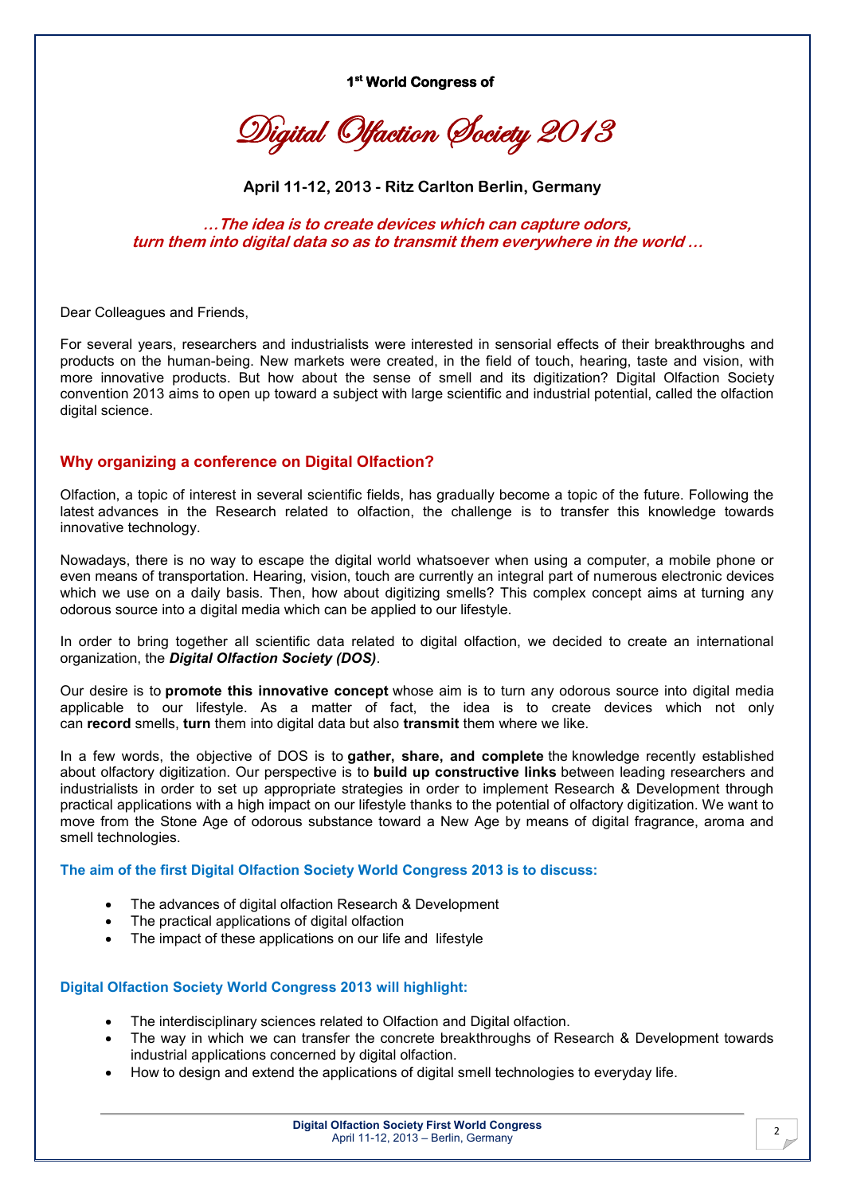1st World Congress of

# Digital Olfaction Society 2013

**April 11-12, 2013 - Ritz Carlton Berlin, Germany**

***…The idea is to create devices which can capture odors, turn them into digital data so as to transmit them everywhere in the world …***

Dear Colleagues and Friends,

For several years, researchers and industrialists were interested in sensorial effects of their breakthroughs and products on the human-being. New markets were created, in the field of touch, hearing, taste and vision, with more innovative products. But how about the sense of smell and its digitization? Digital Olfaction Society convention 2013 aims to open up toward a subject with large scientific and industrial potential, called the olfaction digital science.

## Why organizing a conference on Digital Olfaction?

Olfaction, a topic of interest in several scientific fields, has gradually become a topic of the future. Following the latest advances in the Research related to olfaction, the challenge is to transfer this knowledge towards innovative technology.

Nowadays, there is no way to escape the digital world whatsoever when using a computer, a mobile phone or even means of transportation. Hearing, vision, touch are currently an integral part of numerous electronic devices which we use on a daily basis. Then, how about digitizing smells? This complex concept aims at turning any odorous source into a digital media which can be applied to our lifestyle.

In order to bring together all scientific data related to digital olfaction, we decided to create an international organization, the ***Digital Olfaction Society (DOS)***.

Our desire is to **promote this innovative concept** whose aim is to turn any odorous source into digital media applicable to our lifestyle. As a matter of fact, the idea is to create devices which not only can **record** smells, **turn** them into digital data but also **transmit** them where we like.

In a few words, the objective of DOS is to **gather, share, and complete** the knowledge recently established about olfactory digitization. Our perspective is to **build up constructive links** between leading researchers and industrialists in order to set up appropriate strategies in order to implement Research & Development through practical applications with a high impact on our lifestyle thanks to the potential of olfactory digitization. We want to move from the Stone Age of odorous substance toward a New Age by means of digital fragrance, aroma and smell technologies.

### The aim of the first Digital Olfaction Society World Congress 2013 is to discuss:

- The advances of digital olfaction Research & Development
- The practical applications of digital olfaction
- The impact of these applications on our life and lifestyle

### Digital Olfaction Society World Congress 2013 will highlight:

- The interdisciplinary sciences related to Olfaction and Digital olfaction.
- The way in which we can transfer the concrete breakthroughs of Research & Development towards industrial applications concerned by digital olfaction.
- How to design and extend the applications of digital smell technologies to everyday life.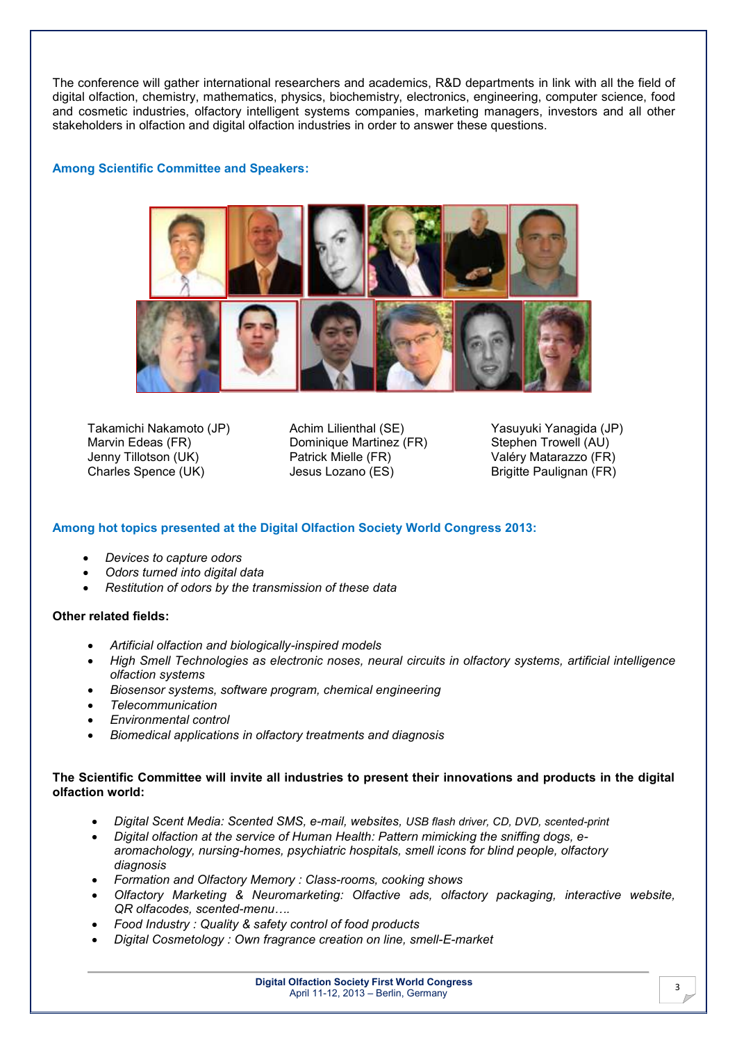The conference will gather international researchers and academics, R&D departments in link with all the field of digital olfaction, chemistry, mathematics, physics, biochemistry, electronics, engineering, computer science, food and cosmetic industries, olfactory intelligent systems companies, marketing managers, investors and all other stakeholders in olfaction and digital olfaction industries in order to answer these questions.

## Among Scientific Committee and Speakers:

Takamichi Nakamoto (JP)
Marvin Edeas (FR)
Jenny Tillotson (UK)
Charles Spence (UK)

Achim Lilienthal (SE)
Dominique Martinez (FR)
Patrick Mielle (FR)
Jesus Lozano (ES)

Yasuyuki Yanagida (JP)
Stephen Trowell (AU)
Valéry Matarazzo (FR)
Brigitte Paulignan (FR)

## Among hot topics presented at the Digital Olfaction Society World Congress 2013:

- *Devices to capture odors*
- *Odors turned into digital data*
- *Restitution of odors by the transmission of these data*

**Other related fields:**

- *Artificial olfaction and biologically-inspired models*
- *High Smell Technologies as electronic noses, neural circuits in olfactory systems, artificial intelligence olfaction systems*
- *Biosensor systems, software program, chemical engineering*
- *Telecommunication*
- *Environmental control*
- *Biomedical applications in olfactory treatments and diagnosis*

**The Scientific Committee will invite all industries to present their innovations and products in the digital olfaction world:**

- *Digital Scent Media: Scented SMS, e-mail, websites, USB flash driver, CD, DVD, scented-print*
- *Digital olfaction at the service of Human Health: Pattern mimicking the sniffing dogs, e-aromachology, nursing-homes, psychiatric hospitals, smell icons for blind people, olfactory diagnosis*
- *Formation and Olfactory Memory : Class-rooms, cooking shows*
- *Olfactory Marketing & Neuromarketing: Olfactive ads, olfactory packaging, interactive website, QR olfacodes, scented-menu….*
- *Food Industry : Quality & safety control of food products*
- *Digital Cosmetology : Own fragrance creation on line, smell-E-market*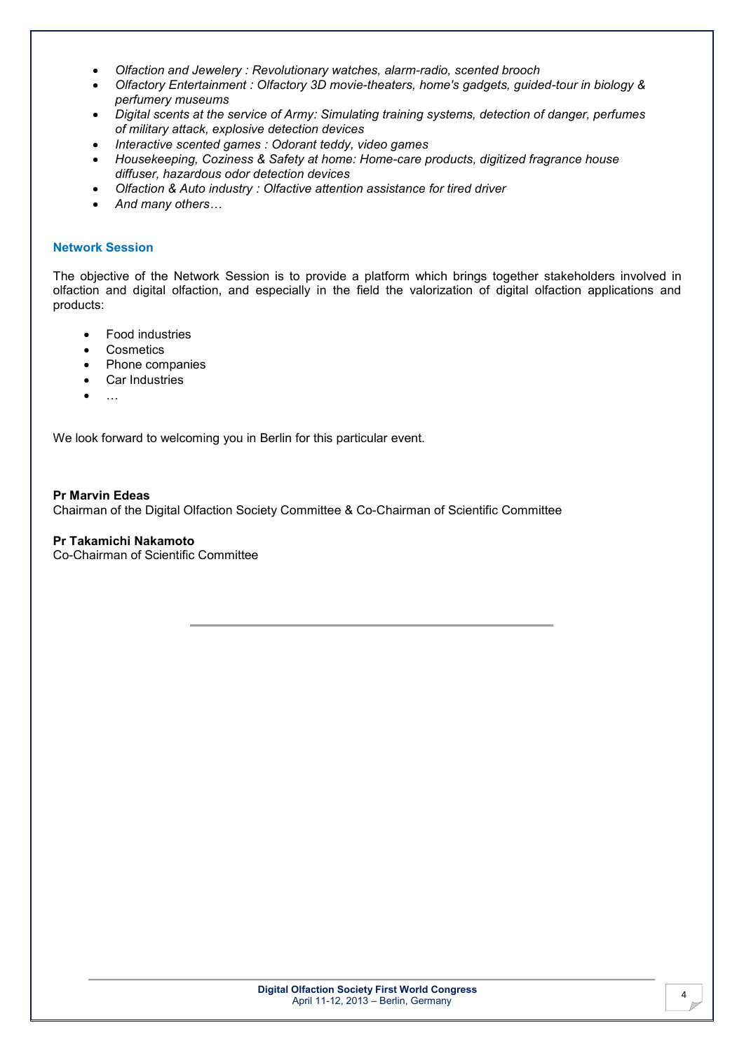- *Olfaction and Jewelery : Revolutionary watches, alarm-radio, scented brooch*
- *Olfactory Entertainment : Olfactory 3D movie-theaters, home's gadgets, guided-tour in biology & perfumery museums*
- *Digital scents at the service of Army: Simulating training systems, detection of danger, perfumes of military attack, explosive detection devices*
- *Interactive scented games : Odorant teddy, video games*
- *Housekeeping, Coziness & Safety at home: Home-care products, digitized fragrance house diffuser, hazardous odor detection devices*
- *Olfaction & Auto industry : Olfactive attention assistance for tired driver*
- *And many others…*

### Network Session

The objective of the Network Session is to provide a platform which brings together stakeholders involved in olfaction and digital olfaction, and especially in the field the valorization of digital olfaction applications and products:

- Food industries
- Cosmetics
- Phone companies
- Car Industries
- …

We look forward to welcoming you in Berlin for this particular event.

**Pr Marvin Edeas**
Chairman of the Digital Olfaction Society Committee & Co-Chairman of Scientific Committee

**Pr Takamichi Nakamoto**
Co-Chairman of Scientific Committee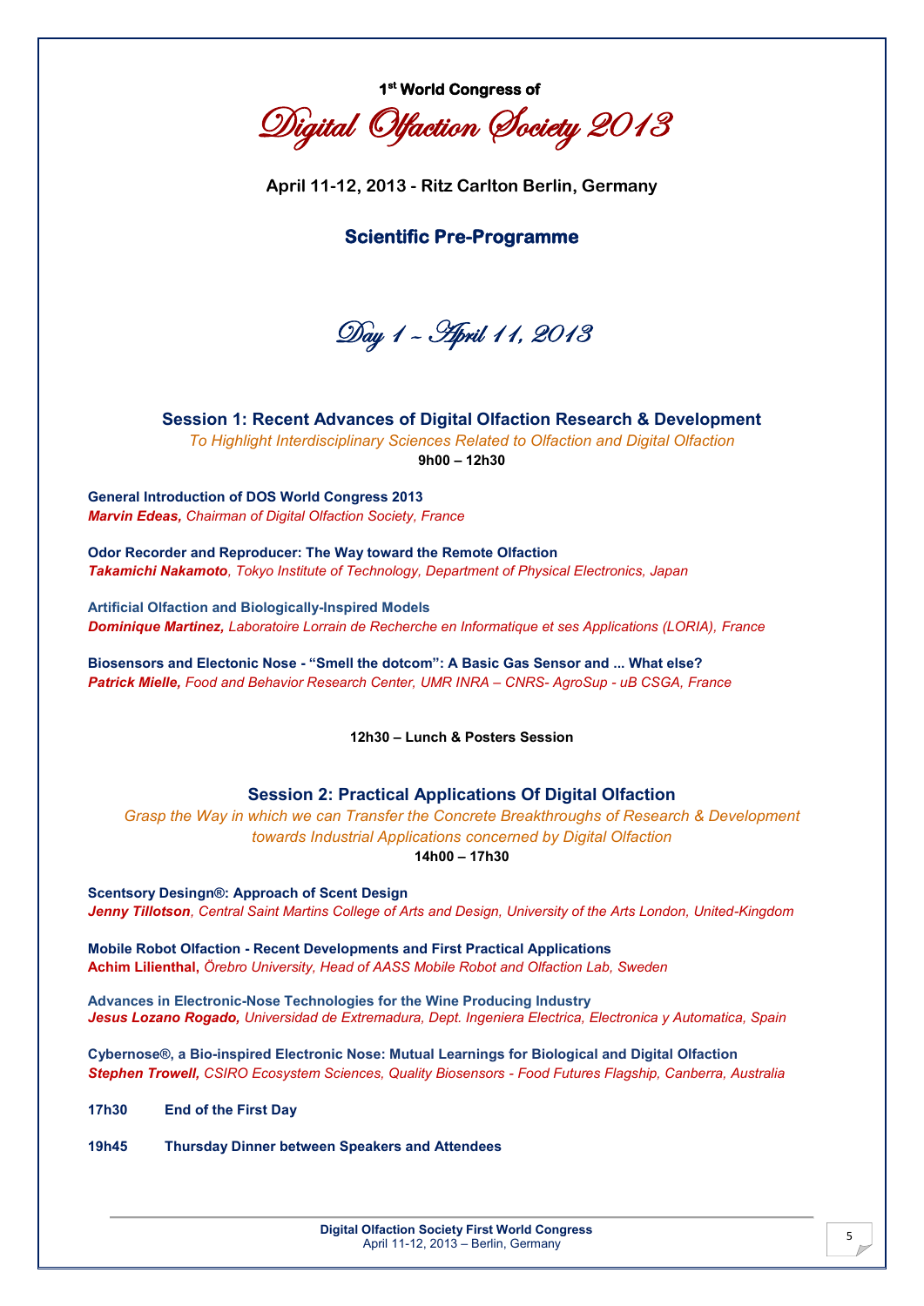1st World Congress of

# Digital Olfaction Society 2013

**April 11-12, 2013 - Ritz Carlton Berlin, Germany**

### Scientific Pre-Programme

## Day 1 – April 11, 2013

### Session 1: Recent Advances of Digital Olfaction Research & Development

*To Highlight Interdisciplinary Sciences Related to Olfaction and Digital Olfaction*

**9h00 – 12h30**

**General Introduction of DOS World Congress 2013**
***Marvin Edeas,*** *Chairman of Digital Olfaction Society, France*

**Odor Recorder and Reproducer: The Way toward the Remote Olfaction**
***Takamichi Nakamoto****, Tokyo Institute of Technology, Department of Physical Electronics, Japan*

**Artificial Olfaction and Biologically-Inspired Models**
***Dominique Martinez,*** *Laboratoire Lorrain de Recherche en Informatique et ses Applications (LORIA), France*

**Biosensors and Electonic Nose - “Smell the dotcom”: A Basic Gas Sensor and ... What else?**
***Patrick Mielle,*** *Food and Behavior Research Center, UMR INRA – CNRS- AgroSup - uB CSGA, France*

**12h30 – Lunch & Posters Session**

### Session 2: Practical Applications Of Digital Olfaction

*Grasp the Way in which we can Transfer the Concrete Breakthroughs of Research & Development towards Industrial Applications concerned by Digital Olfaction*

**14h00 – 17h30**

**Scentsory Desingn®: Approach of Scent Design**
***Jenny Tillotson****, Central Saint Martins College of Arts and Design, University of the Arts London, United-Kingdom*

**Mobile Robot Olfaction - Recent Developments and First Practical Applications**
**Achim Lilienthal,** *Örebro University, Head of AASS Mobile Robot and Olfaction Lab, Sweden*

**Advances in Electronic-Nose Technologies for the Wine Producing Industry**
***Jesus Lozano Rogado,*** *Universidad de Extremadura, Dept. Ingeniera Electrica, Electronica y Automatica, Spain*

**Cybernose®, a Bio-inspired Electronic Nose: Mutual Learnings for Biological and Digital Olfaction**
***Stephen Trowell,*** *CSIRO Ecosystem Sciences, Quality Biosensors - Food Futures Flagship, Canberra, Australia*

**17h30 End of the First Day**

**19h45 Thursday Dinner between Speakers and Attendees**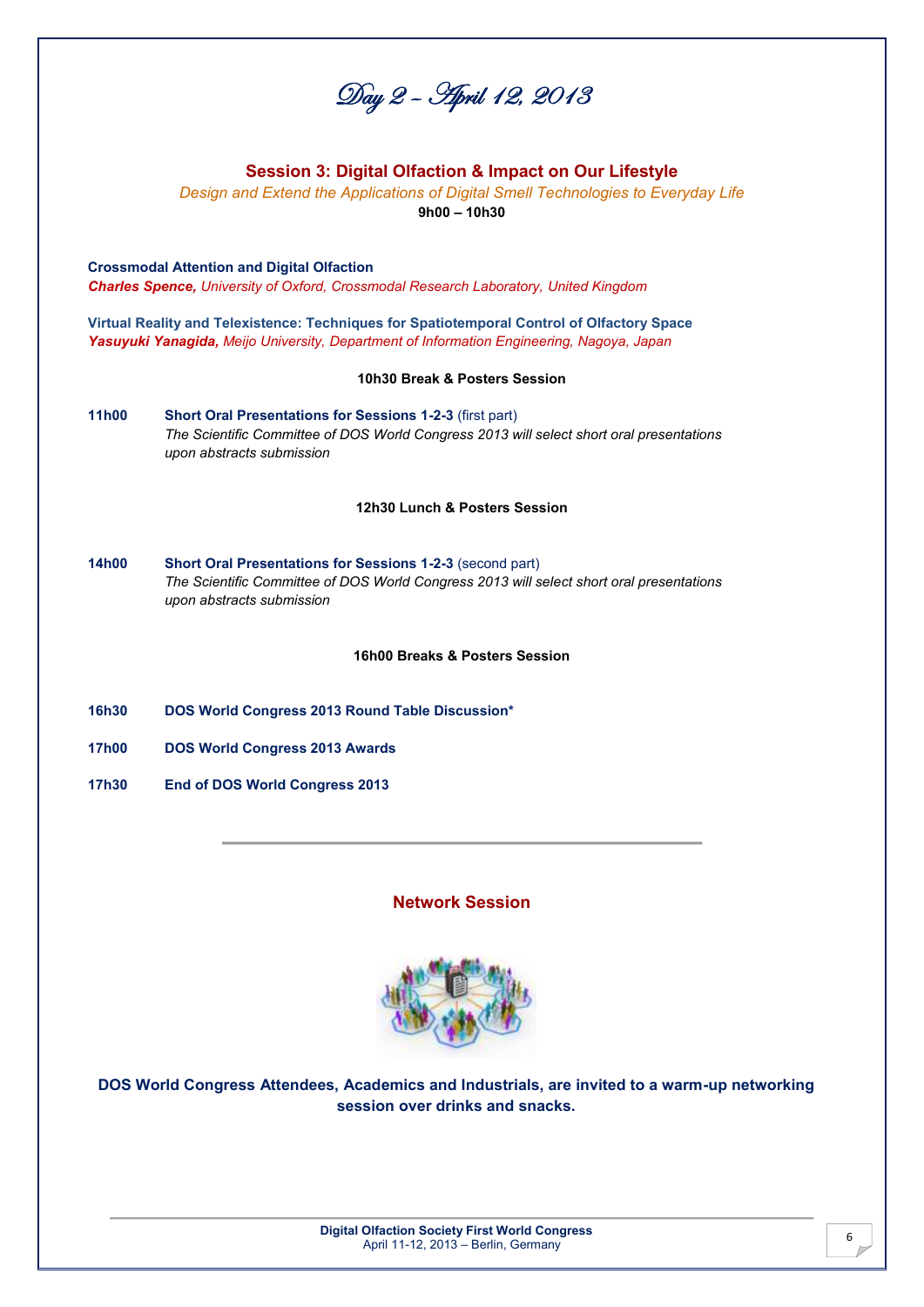# Day 2 – April 12, 2013

## Session 3: Digital Olfaction & Impact on Our Lifestyle

*Design and Extend the Applications of Digital Smell Technologies to Everyday Life*

**9h00 – 10h30**

**Crossmodal Attention and Digital Olfaction**
***Charles Spence,*** *University of Oxford, Crossmodal Research Laboratory, United Kingdom*

**Virtual Reality and Telexistence: Techniques for Spatiotemporal Control of Olfactory Space**
***Yasuyuki Yanagida,*** *Meijo University, Department of Information Engineering, Nagoya, Japan*

**10h30 Break & Posters Session**

**11h00** **Short Oral Presentations for Sessions 1-2-3** (first part)
*The Scientific Committee of DOS World Congress 2013 will select short oral presentations upon abstracts submission*

**12h30 Lunch & Posters Session**

**14h00** **Short Oral Presentations for Sessions 1-2-3** (second part)
*The Scientific Committee of DOS World Congress 2013 will select short oral presentations upon abstracts submission*

**16h00 Breaks & Posters Session**

**16h30** **DOS World Congress 2013 Round Table Discussion***

**17h00** **DOS World Congress 2013 Awards**

**17h30** **End of DOS World Congress 2013**

---

## Network Session

**DOS World Congress Attendees, Academics and Industrials, are invited to a warm-up networking session over drinks and snacks.**